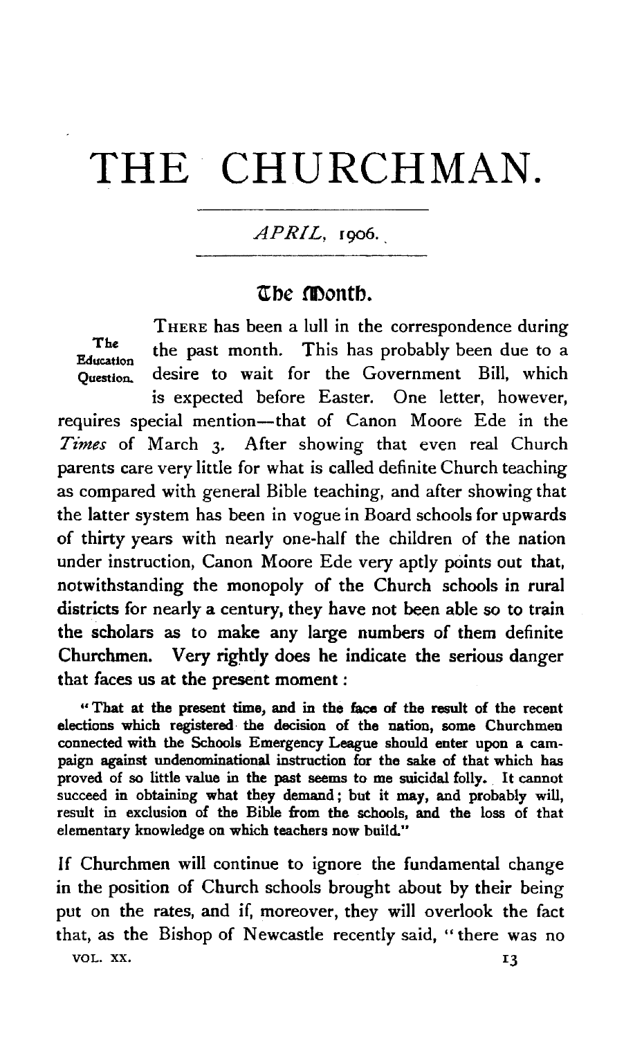# THE CHURCHMAN.

*APRIL*, 1906.

## The Month.

**The Education Question.**

THERE has been a lull in the correspondence during the past month. This has probably been due to a desire to wait for the Government Bill, which is expected before Easter. One letter, however, requires special mention—that of Canon Moore Ede in the *Times* of March 3. After showing that even real Church parents care very little for what is called definite Church teaching as compared with general Bible teaching, and after showing that the latter system has been in vogue in Board schools for upwards of thirty years with nearly one-half the children of the nation under instruction, Canon Moore Ede very aptly points out that, notwithstanding the monopoly of the Church schools in rural districts for nearly a century, they have not been able so to train the scholars as to make any large numbers of them definite Churchmen. Very rightly does he indicate the serious danger that faces us at the present moment:

> "That at the present time, and in the face of the result of the recent elections which registered the decision of the nation, some Churchmen connected with the Schools Emergency League should enter upon a campaign against undenominational instruction for the sake of that which has proved of so little value in the past seems to me suicidal folly. It cannot succeed in obtaining what they demand; but it may, and probably will, result in exclusion of the Bible from the schools, and the loss of that elementary knowledge on which teachers now build."

If Churchmen will continue to ignore the fundamental change in the position of Church schools brought about by their being put on the rates, and if, moreover, they will overlook the fact that, as the Bishop of Newcastle recently said, "there was no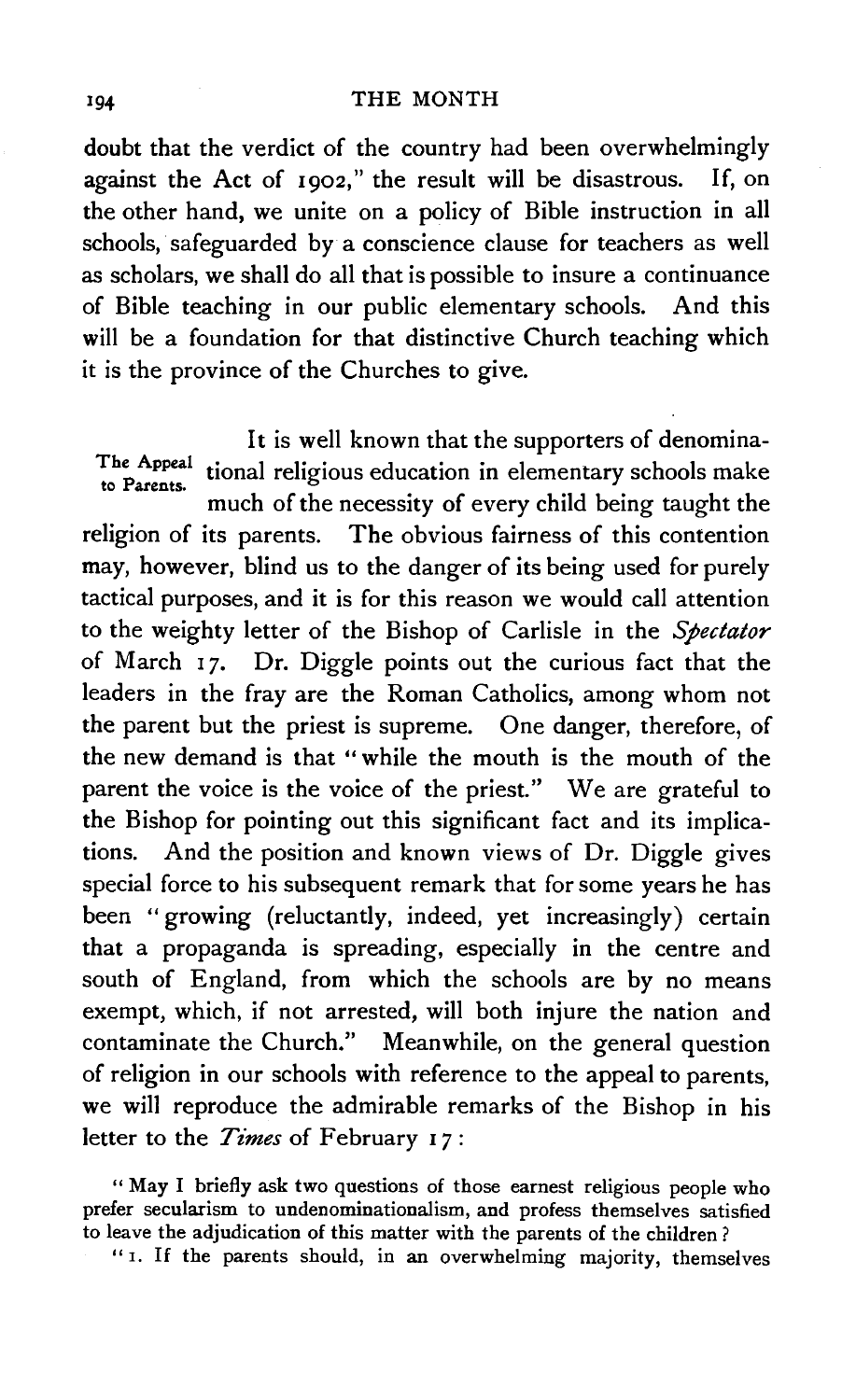doubt that the verdict of the country had been overwhelmingly against the Act of 1902," the result will be disastrous. If, on the other hand, we unite on a policy of Bible instruction in all schools, safeguarded by a conscience clause for teachers as well as scholars, we shall do all that is possible to insure a continuance of Bible teaching in our public elementary schools. And this will be a foundation for that distinctive Church teaching which it is the province of the Churches to give.

**The Appeal to Parents.** It is well known that the supporters of denominational religious education in elementary schools make much of the necessity of every child being taught the religion of its parents. The obvious fairness of this contention may, however, blind us to the danger of its being used for purely tactical purposes, and it is for this reason we would call attention to the weighty letter of the Bishop of Carlisle in the *Spectator* of March 17. Dr. Diggle points out the curious fact that the leaders in the fray are the Roman Catholics, among whom not the parent but the priest is supreme. One danger, therefore, of the new demand is that "while the mouth is the mouth of the parent the voice is the voice of the priest." We are grateful to the Bishop for pointing out this significant fact and its implications. And the position and known views of Dr. Diggle gives special force to his subsequent remark that for some years he has been "growing (reluctantly, indeed, yet increasingly) certain that a propaganda is spreading, especially in the centre and south of England, from which the schools are by no means exempt, which, if not arrested, will both injure the nation and contaminate the Church." Meanwhile, on the general question of religion in our schools with reference to the appeal to parents, we will reproduce the admirable remarks of the Bishop in his letter to the *Times* of February 17:

"May I briefly ask two questions of those earnest religious people who prefer secularism to undenominationalism, and profess themselves satisfied to leave the adjudication of this matter with the parents of the children?

"1. If the parents should, in an overwhelming majority, themselves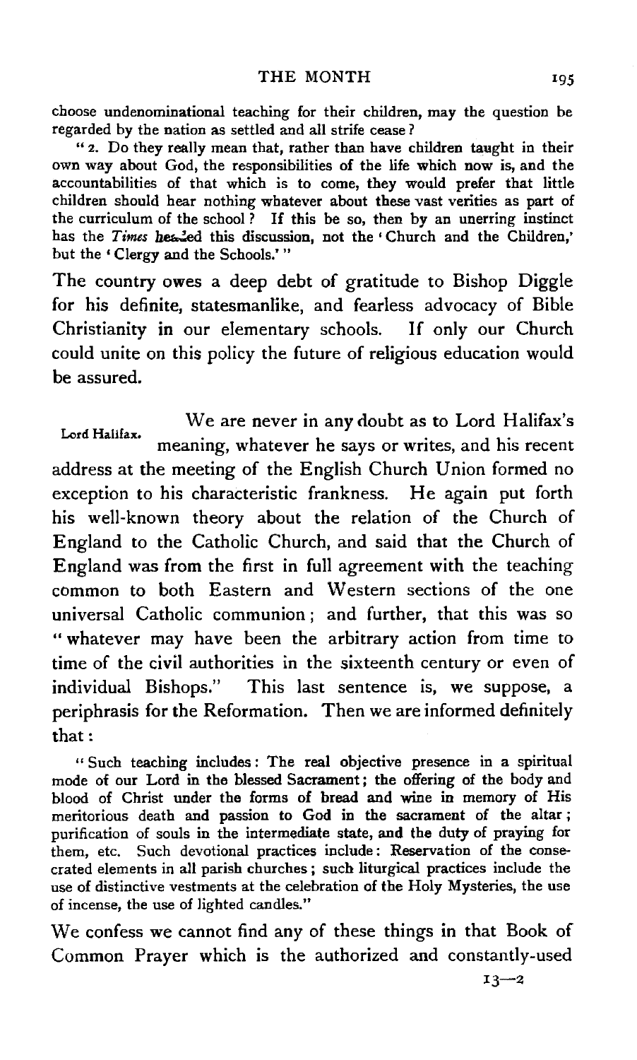choose undenominational teaching for their children, may the question be regarded by the nation as settled and all strife cease?

"2. Do they really mean that, rather than have children taught in their own way about God, the responsibilities of the life which now is, and the accountabilities of that which is to come, they would prefer that little children should hear nothing whatever about these vast verities as part of the curriculum of the school? If this be so, then by an unerring instinct has the *Times* headed this discussion, not the 'Church and the Children,' but the 'Clergy and the Schools.'"

The country owes a deep debt of gratitude to Bishop Diggle for his definite, statesmanlike, and fearless advocacy of Bible Christianity in our elementary schools. If only our Church could unite on this policy the future of religious education would be assured.

Lord Halifax. We are never in any doubt as to Lord Halifax's meaning, whatever he says or writes, and his recent address at the meeting of the English Church Union formed no exception to his characteristic frankness. He again put forth his well-known theory about the relation of the Church of England to the Catholic Church, and said that the Church of England was from the first in full agreement with the teaching common to both Eastern and Western sections of the one universal Catholic communion; and further, that this was so "whatever may have been the arbitrary action from time to time of the civil authorities in the sixteenth century or even of individual Bishops." This last sentence is, we suppose, a periphrasis for the Reformation. Then we are informed definitely that:

"Such teaching includes: The real objective presence in a spiritual mode of our Lord in the blessed Sacrament; the offering of the body and blood of Christ under the forms of bread and wine in memory of His meritorious death and passion to God in the sacrament of the altar; purification of souls in the intermediate state, and the duty of praying for them, etc. Such devotional practices include: Reservation of the consecrated elements in all parish churches; such liturgical practices include the use of distinctive vestments at the celebration of the Holy Mysteries, the use of incense, the use of lighted candles."

We confess we cannot find any of these things in that Book of Common Prayer which is the authorized and constantly-used

13—2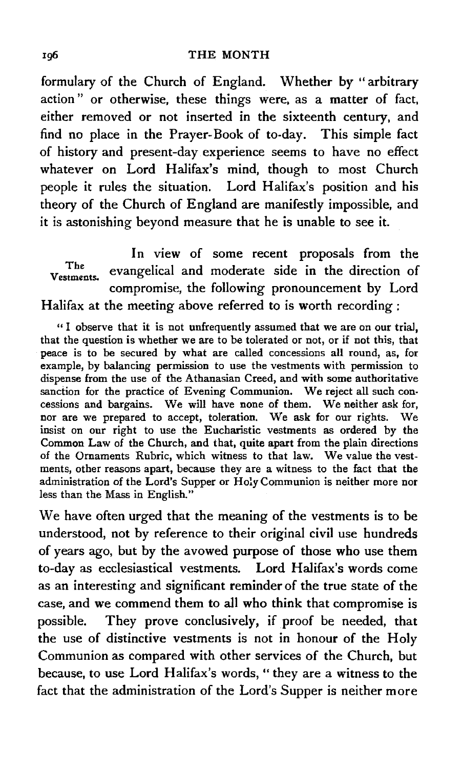formulary of the Church of England. Whether by "arbitrary action" or otherwise, these things were, as a matter of fact, either removed or not inserted in the sixteenth century, and find no place in the Prayer-Book of to-day. This simple fact of history and present-day experience seems to have no effect whatever on Lord Halifax's mind, though to most Church people it rules the situation. Lord Halifax's position and his theory of the Church of England are manifestly impossible, and it is astonishing beyond measure that he is unable to see it.

**The Vestments.** In view of some recent proposals from the evangelical and moderate side in the direction of compromise, the following pronouncement by Lord Halifax at the meeting above referred to is worth recording:

> "I observe that it is not unfrequently assumed that we are on our trial, that the question is whether we are to be tolerated or not, or if not this, that peace is to be secured by what are called concessions all round, as, for example, by balancing permission to use the vestments with permission to dispense from the use of the Athanasian Creed, and with some authoritative sanction for the practice of Evening Communion. We reject all such concessions and bargains. We will have none of them. We neither ask for, nor are we prepared to accept, toleration. We ask for our rights. We insist on our right to use the Eucharistic vestments as ordered by the Common Law of the Church, and that, quite apart from the plain directions of the Ornaments Rubric, which witness to that law. We value the vestments, other reasons apart, because they are a witness to the fact that the administration of the Lord's Supper or Holy Communion is neither more nor less than the Mass in English."

We have often urged that the meaning of the vestments is to be understood, not by reference to their original civil use hundreds of years ago, but by the avowed purpose of those who use them to-day as ecclesiastical vestments. Lord Halifax's words come as an interesting and significant reminder of the true state of the case, and we commend them to all who think that compromise is possible. They prove conclusively, if proof be needed, that the use of distinctive vestments is not in honour of the Holy Communion as compared with other services of the Church, but because, to use Lord Halifax's words, "they are a witness to the fact that the administration of the Lord's Supper is neither more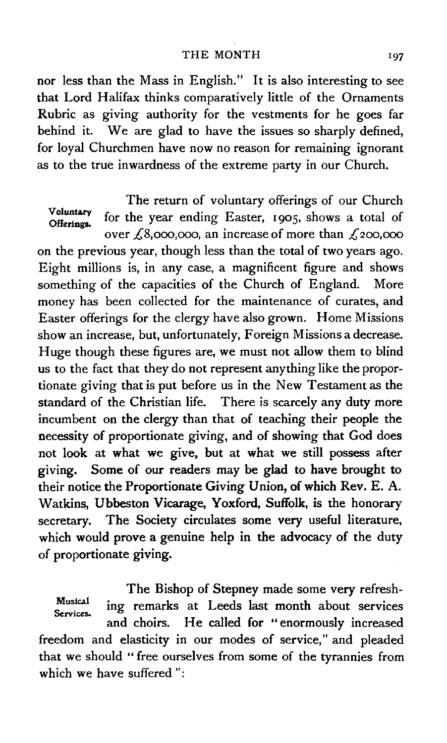nor less than the Mass in English." It is also interesting to see that Lord Halifax thinks comparatively little of the Ornaments Rubric as giving authority for the vestments for he goes far behind it. We are glad to have the issues so sharply defined, for loyal Churchmen have now no reason for remaining ignorant as to the true inwardness of the extreme party in our Church.

**Voluntary Offerings.** The return of voluntary offerings of our Church for the year ending Easter, 1905, shows a total of over £8,000,000, an increase of more than £200,000 on the previous year, though less than the total of two years ago. Eight millions is, in any case, a magnificent figure and shows something of the capacities of the Church of England. More money has been collected for the maintenance of curates, and Easter offerings for the clergy have also grown. Home Missions show an increase, but, unfortunately, Foreign Missions a decrease. Huge though these figures are, we must not allow them to blind us to the fact that they do not represent anything like the proportionate giving that is put before us in the New Testament as the standard of the Christian life. There is scarcely any duty more incumbent on the clergy than that of teaching their people the necessity of proportionate giving, and of showing that God does not look at what we give, but at what we still possess after giving. Some of our readers may be glad to have brought to their notice the Proportionate Giving Union, of which Rev. E. A. Watkins, Ubbeston Vicarage, Yoxford, Suffolk, is the honorary secretary. The Society circulates some very useful literature, which would prove a genuine help in the advocacy of the duty of proportionate giving.

**Musical Services.** The Bishop of Stepney made some very refreshing remarks at Leeds last month about services and choirs. He called for "enormously increased freedom and elasticity in our modes of service," and pleaded that we should "free ourselves from some of the tyrannies from which we have suffered":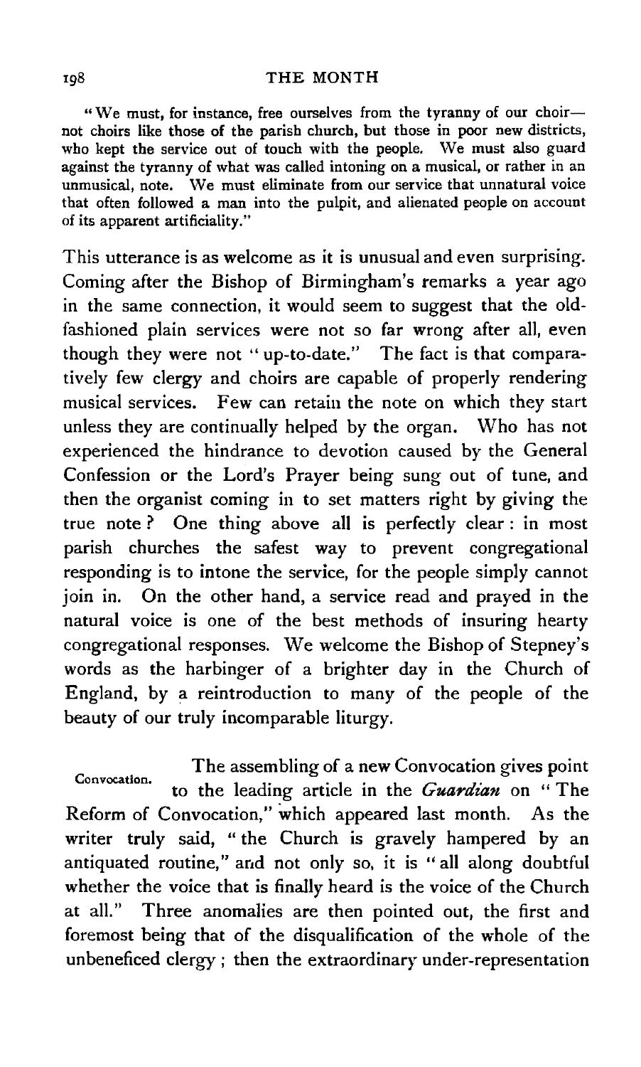"We must, for instance, free ourselves from the tyranny of our choir—not choirs like those of the parish church, but those in poor new districts, who kept the service out of touch with the people. We must also guard against the tyranny of what was called intoning on a musical, or rather in an unmusical, note. We must eliminate from our service that unnatural voice that often followed a man into the pulpit, and alienated people on account of its apparent artificiality."

This utterance is as welcome as it is unusual and even surprising. Coming after the Bishop of Birmingham's remarks a year ago in the same connection, it would seem to suggest that the old-fashioned plain services were not so far wrong after all, even though they were not "up-to-date." The fact is that comparatively few clergy and choirs are capable of properly rendering musical services. Few can retain the note on which they start unless they are continually helped by the organ. Who has not experienced the hindrance to devotion caused by the General Confession or the Lord's Prayer being sung out of tune, and then the organist coming in to set matters right by giving the true note? One thing above all is perfectly clear: in most parish churches the safest way to prevent congregational responding is to intone the service, for the people simply cannot join in. On the other hand, a service read and prayed in the natural voice is one of the best methods of insuring hearty congregational responses. We welcome the Bishop of Stepney's words as the harbinger of a brighter day in the Church of England, by a reintroduction to many of the people of the beauty of our truly incomparable liturgy.

Convocation. The assembling of a new Convocation gives point to the leading article in the *Guardian* on "The Reform of Convocation," which appeared last month. As the writer truly said, "the Church is gravely hampered by an antiquated routine," and not only so, it is "all along doubtful whether the voice that is finally heard is the voice of the Church at all." Three anomalies are then pointed out, the first and foremost being that of the disqualification of the whole of the unbeneficed clergy; then the extraordinary under-representation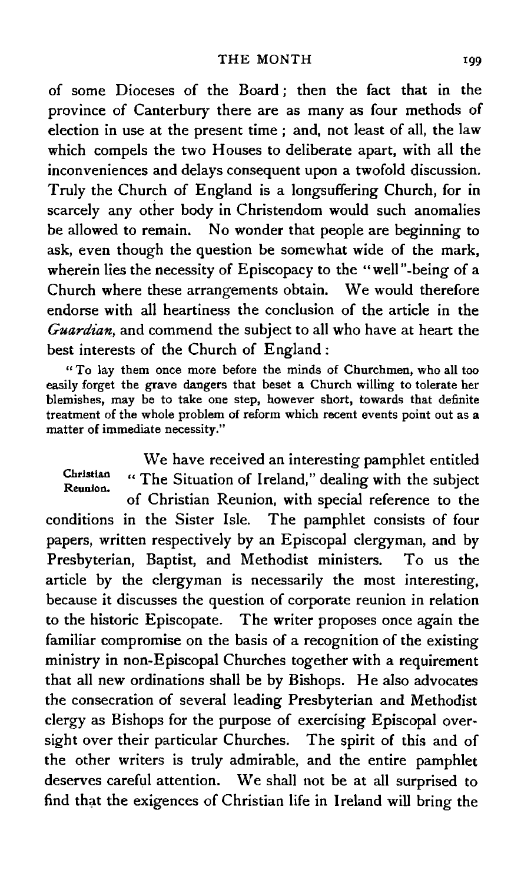of some Dioceses of the Board; then the fact that in the province of Canterbury there are as many as four methods of election in use at the present time; and, not least of all, the law which compels the two Houses to deliberate apart, with all the inconveniences and delays consequent upon a twofold discussion. Truly the Church of England is a longsuffering Church, for in scarcely any other body in Christendom would such anomalies be allowed to remain. No wonder that people are beginning to ask, even though the question be somewhat wide of the mark, wherein lies the necessity of Episcopacy to the "well"-being of a Church where these arrangements obtain. We would therefore endorse with all heartiness the conclusion of the article in the *Guardian*, and commend the subject to all who have at heart the best interests of the Church of England:

> "To lay them once more before the minds of Churchmen, who all too easily forget the grave dangers that beset a Church willing to tolerate her blemishes, may be to take one step, however short, towards that definite treatment of the whole problem of reform which recent events point out as a matter of immediate necessity."

**Christian Reunion.** We have received an interesting pamphlet entitled "The Situation of Ireland," dealing with the subject of Christian Reunion, with special reference to the conditions in the Sister Isle. The pamphlet consists of four papers, written respectively by an Episcopal clergyman, and by Presbyterian, Baptist, and Methodist ministers. To us the article by the clergyman is necessarily the most interesting, because it discusses the question of corporate reunion in relation to the historic Episcopate. The writer proposes once again the familiar compromise on the basis of a recognition of the existing ministry in non-Episcopal Churches together with a requirement that all new ordinations shall be by Bishops. He also advocates the consecration of several leading Presbyterian and Methodist clergy as Bishops for the purpose of exercising Episcopal oversight over their particular Churches. The spirit of this and of the other writers is truly admirable, and the entire pamphlet deserves careful attention. We shall not be at all surprised to find that the exigences of Christian life in Ireland will bring the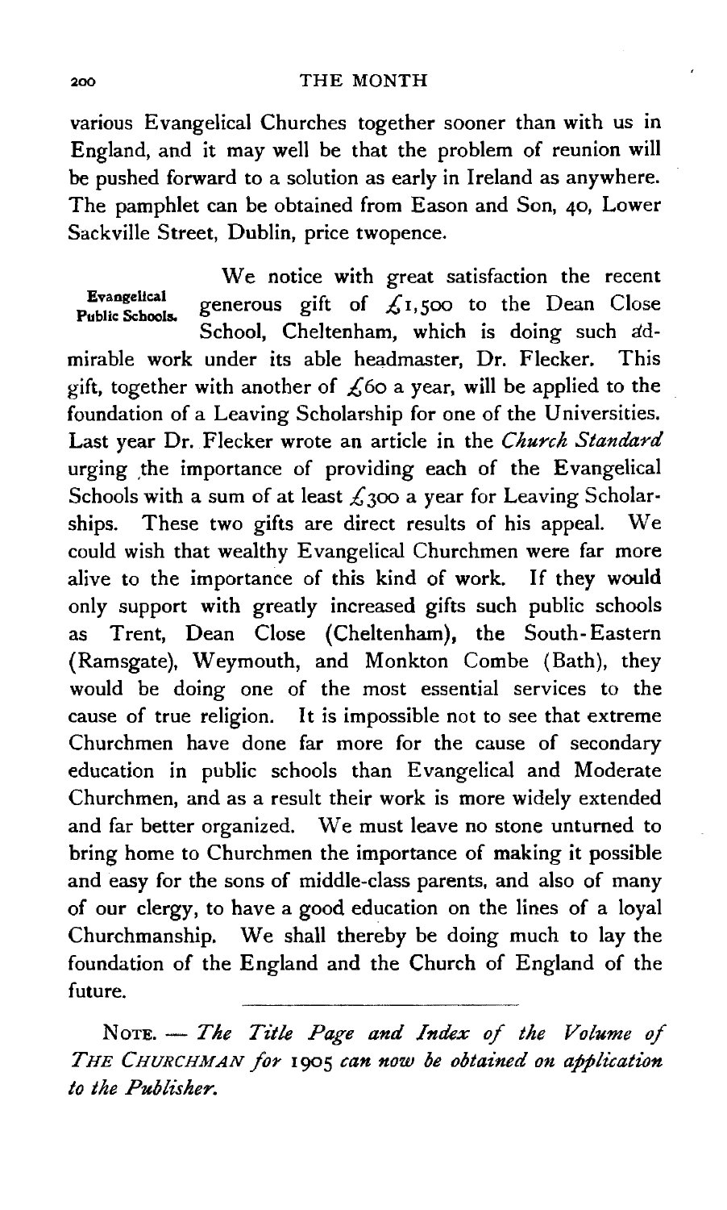various Evangelical Churches together sooner than with us in England, and it may well be that the problem of reunion will be pushed forward to a solution as early in Ireland as anywhere. The pamphlet can be obtained from Eason and Son, 40, Lower Sackville Street, Dublin, price twopence.

**Evangelical Public Schools.** We notice with great satisfaction the recent generous gift of £1,500 to the Dean Close School, Cheltenham, which is doing such admirable work under its able headmaster, Dr. Flecker. This gift, together with another of £60 a year, will be applied to the foundation of a Leaving Scholarship for one of the Universities. Last year Dr. Flecker wrote an article in the *Church Standard* urging the importance of providing each of the Evangelical Schools with a sum of at least £300 a year for Leaving Scholarships. These two gifts are direct results of his appeal. We could wish that wealthy Evangelical Churchmen were far more alive to the importance of this kind of work. If they would only support with greatly increased gifts such public schools as Trent, Dean Close (Cheltenham), the South-Eastern (Ramsgate), Weymouth, and Monkton Combe (Bath), they would be doing one of the most essential services to the cause of true religion. It is impossible not to see that extreme Churchmen have done far more for the cause of secondary education in public schools than Evangelical and Moderate Churchmen, and as a result their work is more widely extended and far better organized. We must leave no stone unturned to bring home to Churchmen the importance of making it possible and easy for the sons of middle-class parents, and also of many of our clergy, to have a good education on the lines of a loyal Churchmanship. We shall thereby be doing much to lay the foundation of the England and the Church of England of the future.

---

NOTE. — *The Title Page and Index of the Volume of THE CHURCHMAN for 1905 can now be obtained on application to the Publisher.*